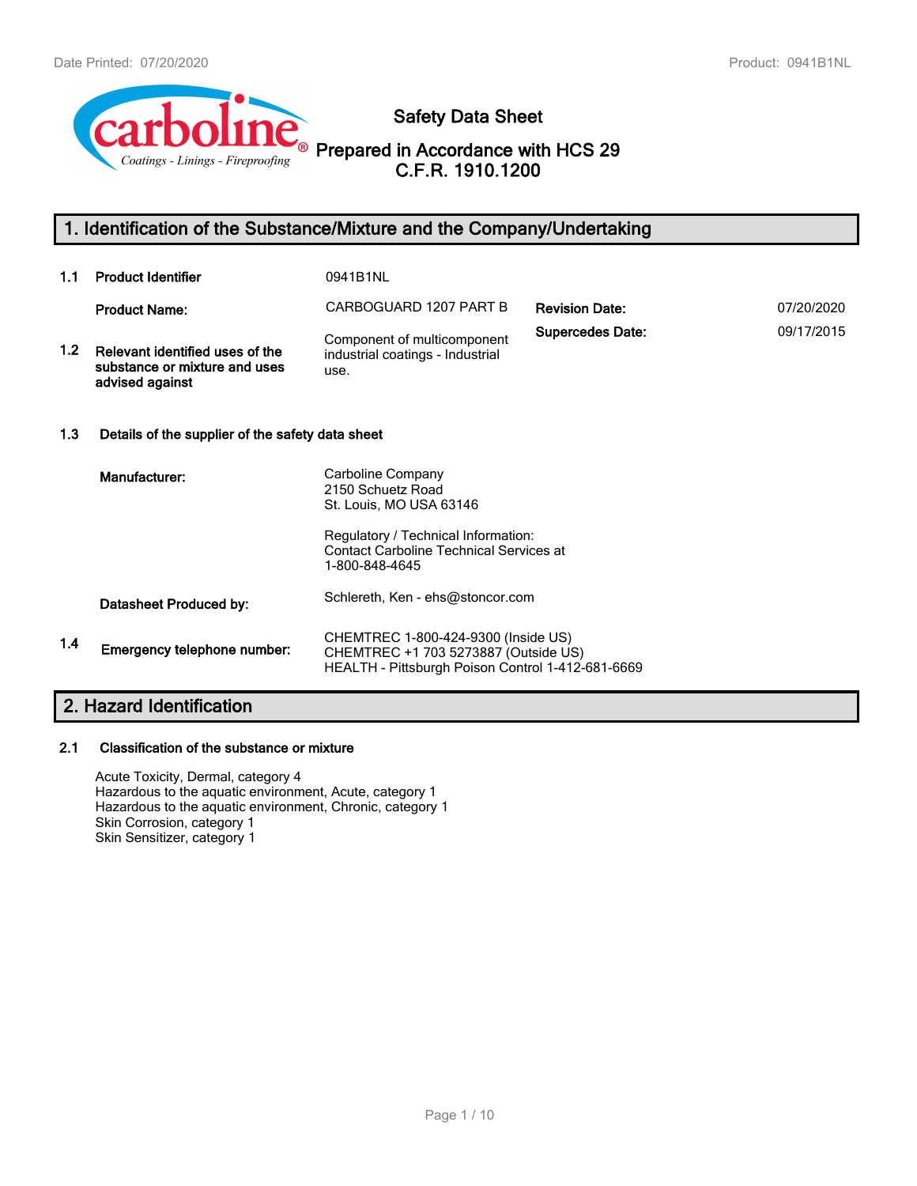# Safety Data Sheet

## Prepared in Accordance with HCS 29 C.F.R. 1910.1200

## 1. Identification of the Substance/Mixture and the Company/Undertaking

| | | | | |
|---|---|---|---|---|
| 1.1 | **Product Identifier** | 0941B1NL | | |
| | **Product Name:** | CARBOGUARD 1207 PART B | **Revision Date:** | 07/20/2020 |
| 1.2 | **Relevant identified uses of the substance or mixture and uses advised against** | Component of multicomponent industrial coatings - Industrial use. | **Supercedes Date:** | 09/17/2015 |

**1.3 Details of the supplier of the safety data sheet**

**Manufacturer:**
Carboline Company
2150 Schuetz Road
St. Louis, MO USA 63146

Regulatory / Technical Information:
Contact Carboline Technical Services at
1-800-848-4645

**Datasheet Produced by:** Schlereth, Ken - ehs@stoncor.com

**1.4 Emergency telephone number:**
CHEMTREC 1-800-424-9300 (Inside US)
CHEMTREC +1 703 5273887 (Outside US)
HEALTH - Pittsburgh Poison Control 1-412-681-6669

## 2. Hazard Identification

**2.1 Classification of the substance or mixture**

Acute Toxicity, Dermal, category 4
Hazardous to the aquatic environment, Acute, category 1
Hazardous to the aquatic environment, Chronic, category 1
Skin Corrosion, category 1
Skin Sensitizer, category 1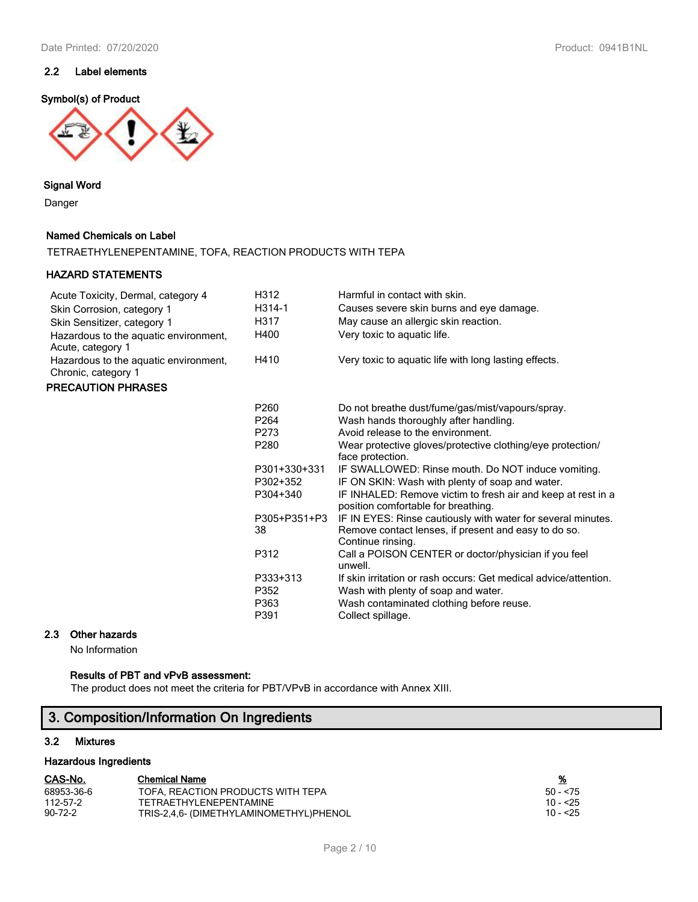### 2.2 Label elements

**Symbol(s) of Product**

**Signal Word**

Danger

**Named Chemicals on Label**

TETRAETHYLENEPENTAMINE, TOFA, REACTION PRODUCTS WITH TEPA

**HAZARD STATEMENTS**

| | | |
|---|---|---|
| Acute Toxicity, Dermal, category 4 | H312 | Harmful in contact with skin. |
| Skin Corrosion, category 1 | H314-1 | Causes severe skin burns and eye damage. |
| Skin Sensitizer, category 1 | H317 | May cause an allergic skin reaction. |
| Hazardous to the aquatic environment, Acute, category 1 | H400 | Very toxic to aquatic life. |
| Hazardous to the aquatic environment, Chronic, category 1 | H410 | Very toxic to aquatic life with long lasting effects. |

**PRECAUTION PHRASES**

| | |
|---|---|
| P260 | Do not breathe dust/fume/gas/mist/vapours/spray. |
| P264 | Wash hands thoroughly after handling. |
| P273 | Avoid release to the environment. |
| P280 | Wear protective gloves/protective clothing/eye protection/ face protection. |
| P301+330+331 | IF SWALLOWED: Rinse mouth. Do NOT induce vomiting. |
| P302+352 | IF ON SKIN: Wash with plenty of soap and water. |
| P304+340 | IF INHALED: Remove victim to fresh air and keep at rest in a position comfortable for breathing. |
| P305+P351+P338 | IF IN EYES: Rinse cautiously with water for several minutes. Remove contact lenses, if present and easy to do so. Continue rinsing. |
| P312 | Call a POISON CENTER or doctor/physician if you feel unwell. |
| P333+313 | If skin irritation or rash occurs: Get medical advice/attention. |
| P352 | Wash with plenty of soap and water. |
| P363 | Wash contaminated clothing before reuse. |
| P391 | Collect spillage. |

### 2.3 Other hazards

No Information

**Results of PBT and vPvB assessment:**

The product does not meet the criteria for PBT/VPvB in accordance with Annex XIII.

## 3. Composition/Information On Ingredients

### 3.2 Mixtures

**Hazardous Ingredients**

| CAS-No. | Chemical Name | % |
|---|---|---|
| 68953-36-6 | TOFA, REACTION PRODUCTS WITH TEPA | 50 - <75 |
| 112-57-2 | TETRAETHYLENEPENTAMINE | 10 - <25 |
| 90-72-2 | TRIS-2,4,6- (DIMETHYLAMINOMETHYL)PHENOL | 10 - <25 |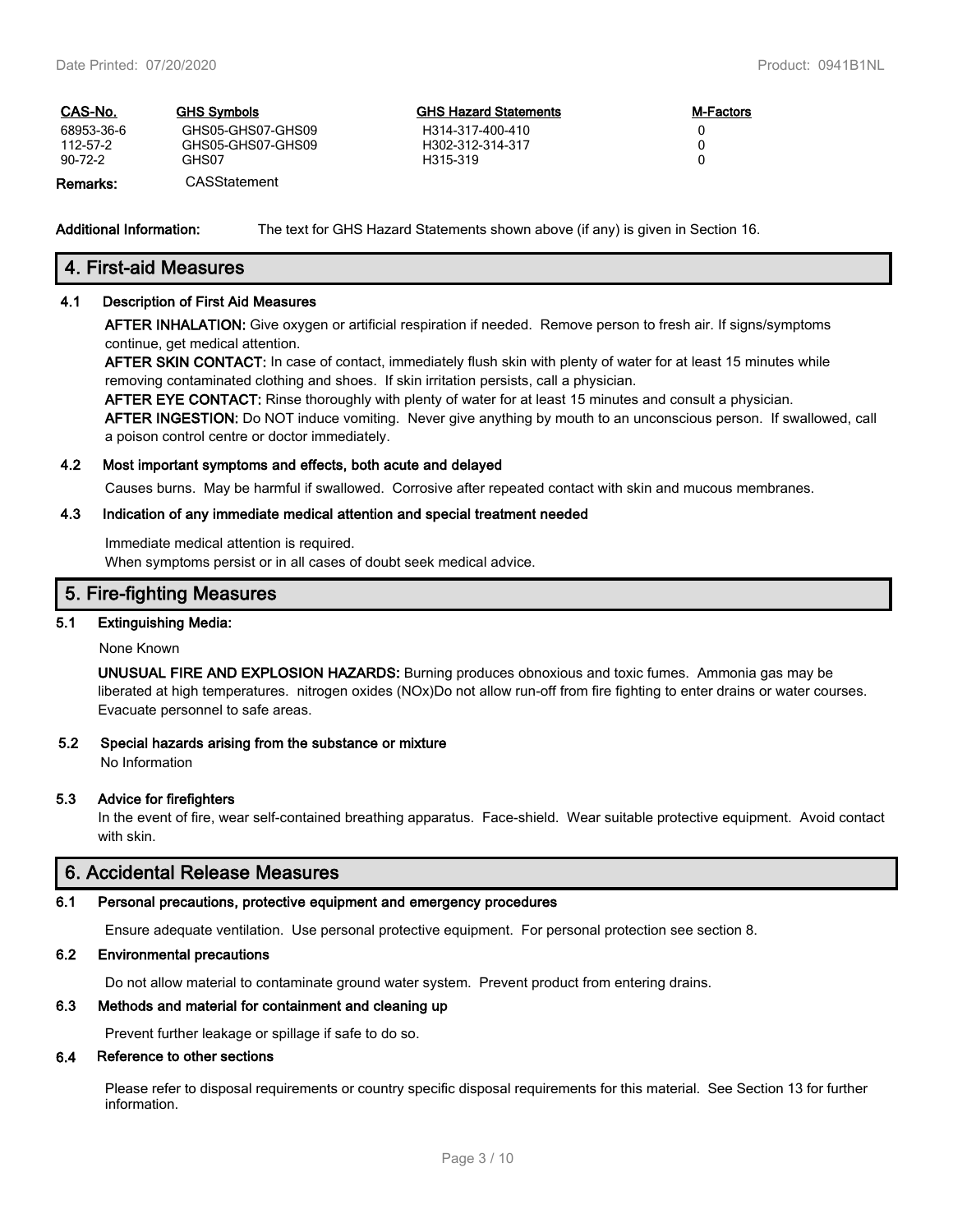| CAS-No. | GHS Symbols | GHS Hazard Statements | M-Factors |
| --- | --- | --- | --- |
| 68953-36-6 | GHS05-GHS07-GHS09 | H314-317-400-410 | 0 |
| 112-57-2 | GHS05-GHS07-GHS09 | H302-312-314-317 | 0 |
| 90-72-2 | GHS07 | H315-319 | 0 |

**Remarks:** CASStatement

**Additional Information:** The text for GHS Hazard Statements shown above (if any) is given in Section 16.

## 4. First-aid Measures

### 4.1 Description of First Aid Measures

**AFTER INHALATION:** Give oxygen or artificial respiration if needed. Remove person to fresh air. If signs/symptoms continue, get medical attention.

**AFTER SKIN CONTACT:** In case of contact, immediately flush skin with plenty of water for at least 15 minutes while removing contaminated clothing and shoes. If skin irritation persists, call a physician.

**AFTER EYE CONTACT:** Rinse thoroughly with plenty of water for at least 15 minutes and consult a physician.

**AFTER INGESTION:** Do NOT induce vomiting. Never give anything by mouth to an unconscious person. If swallowed, call a poison control centre or doctor immediately.

### 4.2 Most important symptoms and effects, both acute and delayed

Causes burns. May be harmful if swallowed. Corrosive after repeated contact with skin and mucous membranes.

### 4.3 Indication of any immediate medical attention and special treatment needed

Immediate medical attention is required.
When symptoms persist or in all cases of doubt seek medical advice.

## 5. Fire-fighting Measures

### 5.1 Extinguishing Media:

None Known

**UNUSUAL FIRE AND EXPLOSION HAZARDS:** Burning produces obnoxious and toxic fumes. Ammonia gas may be liberated at high temperatures. nitrogen oxides (NOx)Do not allow run-off from fire fighting to enter drains or water courses. Evacuate personnel to safe areas.

### 5.2 Special hazards arising from the substance or mixture

No Information

### 5.3 Advice for firefighters

In the event of fire, wear self-contained breathing apparatus. Face-shield. Wear suitable protective equipment. Avoid contact with skin.

## 6. Accidental Release Measures

### 6.1 Personal precautions, protective equipment and emergency procedures

Ensure adequate ventilation. Use personal protective equipment. For personal protection see section 8.

### 6.2 Environmental precautions

Do not allow material to contaminate ground water system. Prevent product from entering drains.

### 6.3 Methods and material for containment and cleaning up

Prevent further leakage or spillage if safe to do so.

### 6.4 Reference to other sections

Please refer to disposal requirements or country specific disposal requirements for this material. See Section 13 for further information.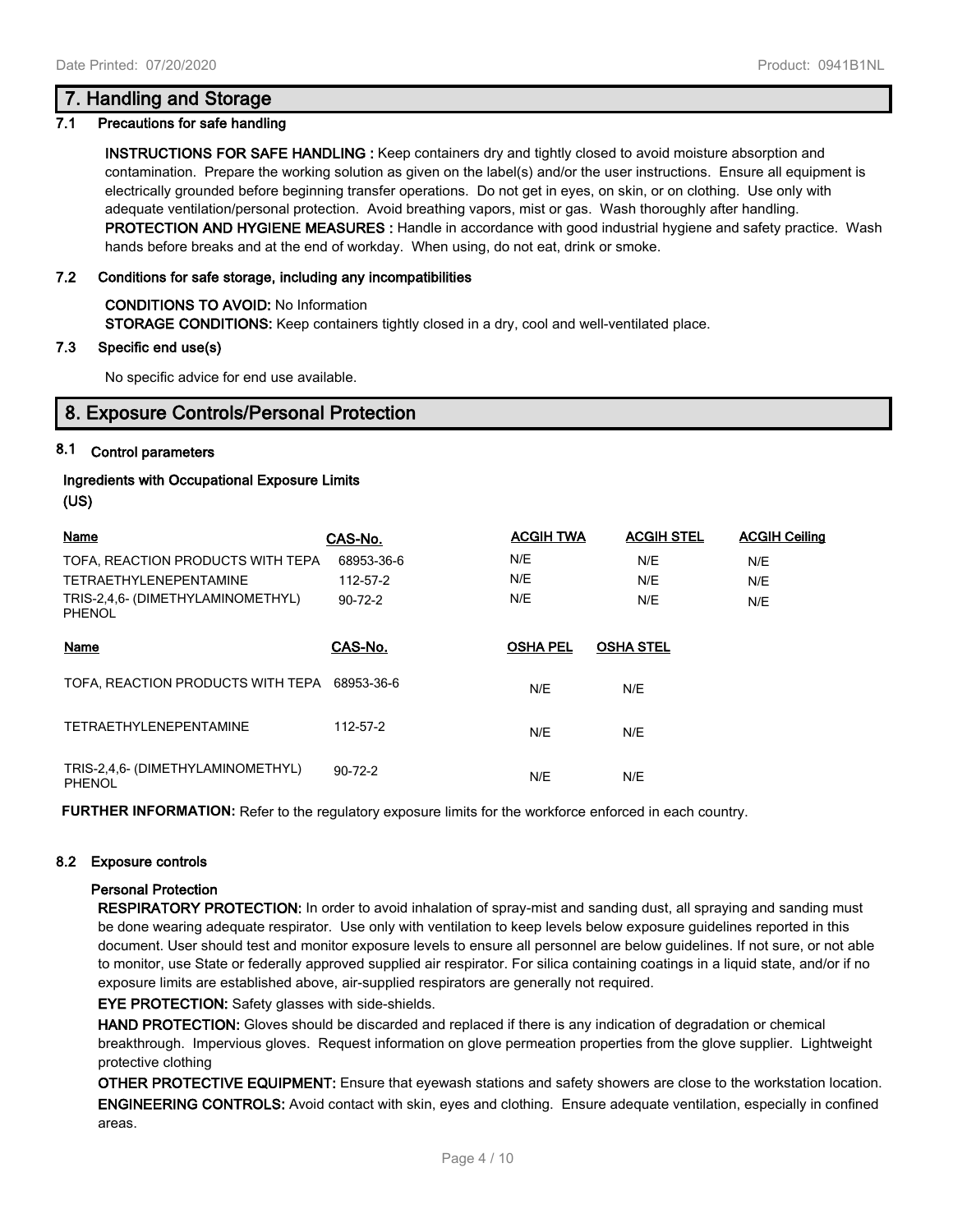## 7. Handling and Storage

### 7.1 Precautions for safe handling

**INSTRUCTIONS FOR SAFE HANDLING :** Keep containers dry and tightly closed to avoid moisture absorption and contamination. Prepare the working solution as given on the label(s) and/or the user instructions. Ensure all equipment is electrically grounded before beginning transfer operations. Do not get in eyes, on skin, or on clothing. Use only with adequate ventilation/personal protection. Avoid breathing vapors, mist or gas. Wash thoroughly after handling.
**PROTECTION AND HYGIENE MEASURES :** Handle in accordance with good industrial hygiene and safety practice. Wash hands before breaks and at the end of workday. When using, do not eat, drink or smoke.

### 7.2 Conditions for safe storage, including any incompatibilities

**CONDITIONS TO AVOID:** No Information
**STORAGE CONDITIONS:** Keep containers tightly closed in a dry, cool and well-ventilated place.

### 7.3 Specific end use(s)

No specific advice for end use available.

## 8. Exposure Controls/Personal Protection

### 8.1 Control parameters

**Ingredients with Occupational Exposure Limits**
**(US)**

| Name | CAS-No. | ACGIH TWA | ACGIH STEL | ACGIH Ceiling |
|---|---|---|---|---|
| TOFA, REACTION PRODUCTS WITH TEPA | 68953-36-6 | N/E | N/E | N/E |
| TETRAETHYLENEPENTAMINE | 112-57-2 | N/E | N/E | N/E |
| TRIS-2,4,6- (DIMETHYLAMINOMETHYL) PHENOL | 90-72-2 | N/E | N/E | N/E |

| Name | CAS-No. | OSHA PEL | OSHA STEL |
|---|---|---|---|
| TOFA, REACTION PRODUCTS WITH TEPA | 68953-36-6 | N/E | N/E |
| TETRAETHYLENEPENTAMINE | 112-57-2 | N/E | N/E |
| TRIS-2,4,6- (DIMETHYLAMINOMETHYL) PHENOL | 90-72-2 | N/E | N/E |

**FURTHER INFORMATION:** Refer to the regulatory exposure limits for the workforce enforced in each country.

### 8.2 Exposure controls

**Personal Protection**

**RESPIRATORY PROTECTION:** In order to avoid inhalation of spray-mist and sanding dust, all spraying and sanding must be done wearing adequate respirator. Use only with ventilation to keep levels below exposure guidelines reported in this document. User should test and monitor exposure levels to ensure all personnel are below guidelines. If not sure, or not able to monitor, use State or federally approved supplied air respirator. For silica containing coatings in a liquid state, and/or if no exposure limits are established above, air-supplied respirators are generally not required.

**EYE PROTECTION:** Safety glasses with side-shields.

**HAND PROTECTION:** Gloves should be discarded and replaced if there is any indication of degradation or chemical breakthrough. Impervious gloves. Request information on glove permeation properties from the glove supplier. Lightweight protective clothing

**OTHER PROTECTIVE EQUIPMENT:** Ensure that eyewash stations and safety showers are close to the workstation location.

**ENGINEERING CONTROLS:** Avoid contact with skin, eyes and clothing. Ensure adequate ventilation, especially in confined areas.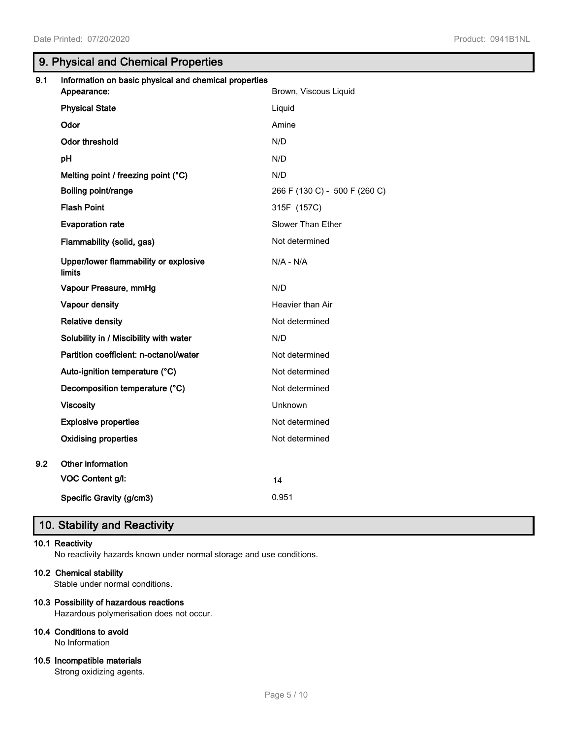## 9. Physical and Chemical Properties

**9.1 Information on basic physical and chemical properties**

| | |
|---|---|
| **Appearance:** | Brown, Viscous Liquid |
| **Physical State** | Liquid |
| **Odor** | Amine |
| **Odor threshold** | N/D |
| **pH** | N/D |
| **Melting point / freezing point (°C)** | N/D |
| **Boiling point/range** | 266 F (130 C) - 500 F (260 C) |
| **Flash Point** | 315F (157C) |
| **Evaporation rate** | Slower Than Ether |
| **Flammability (solid, gas)** | Not determined |
| **Upper/lower flammability or explosive limits** | N/A - N/A |
| **Vapour Pressure, mmHg** | N/D |
| **Vapour density** | Heavier than Air |
| **Relative density** | Not determined |
| **Solubility in / Miscibility with water** | N/D |
| **Partition coefficient: n-octanol/water** | Not determined |
| **Auto-ignition temperature (°C)** | Not determined |
| **Decomposition temperature (°C)** | Not determined |
| **Viscosity** | Unknown |
| **Explosive properties** | Not determined |
| **Oxidising properties** | Not determined |

**9.2 Other information**

| | |
|---|---|
| **VOC Content g/l:** | 14 |
| **Specific Gravity (g/cm3)** | 0.951 |

## 10. Stability and Reactivity

**10.1 Reactivity**

No reactivity hazards known under normal storage and use conditions.

**10.2 Chemical stability**

Stable under normal conditions.

**10.3 Possibility of hazardous reactions**

Hazardous polymerisation does not occur.

**10.4 Conditions to avoid**

No Information

**10.5 Incompatible materials**

Strong oxidizing agents.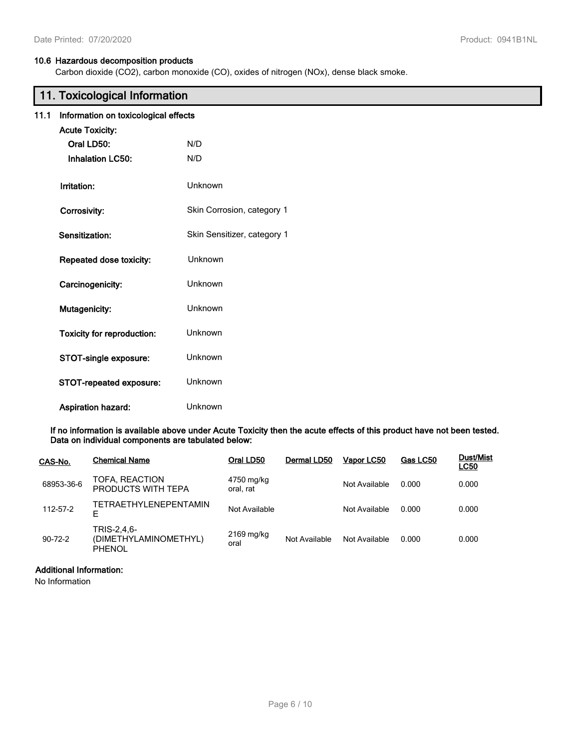### 10.6 Hazardous decomposition products

Carbon dioxide ($CO_2$), carbon monoxide (CO), oxides of nitrogen (NOx), dense black smoke.

## 11. Toxicological Information

### 11.1 Information on toxicological effects

**Acute Toxicity:**

| | |
|---|---|
| **Oral LD50:** | N/D |
| **Inhalation LC50:** | N/D |
| **Irritation:** | Unknown |
| **Corrosivity:** | Skin Corrosion, category 1 |
| **Sensitization:** | Skin Sensitizer, category 1 |
| **Repeated dose toxicity:** | Unknown |
| **Carcinogenicity:** | Unknown |
| **Mutagenicity:** | Unknown |
| **Toxicity for reproduction:** | Unknown |
| **STOT-single exposure:** | Unknown |
| **STOT-repeated exposure:** | Unknown |
| **Aspiration hazard:** | Unknown |

**If no information is available above under Acute Toxicity then the acute effects of this product have not been tested. Data on individual components are tabulated below:**

| CAS-No. | Chemical Name | Oral LD50 | Dermal LD50 | Vapor LC50 | Gas LC50 | Dust/Mist LC50 |
|---|---|---|---|---|---|---|
| 68953-36-6 | TOFA, REACTION PRODUCTS WITH TEPA | 4750 mg/kg oral, rat | | Not Available | 0.000 | 0.000 |
| 112-57-2 | TETRAETHYLENEPENTAMINE | Not Available | | Not Available | 0.000 | 0.000 |
| 90-72-2 | TRIS-2,4,6-(DIMETHYLAMINOMETHYL) PHENOL | 2169 mg/kg oral | Not Available | Not Available | 0.000 | 0.000 |

**Additional Information:**

No Information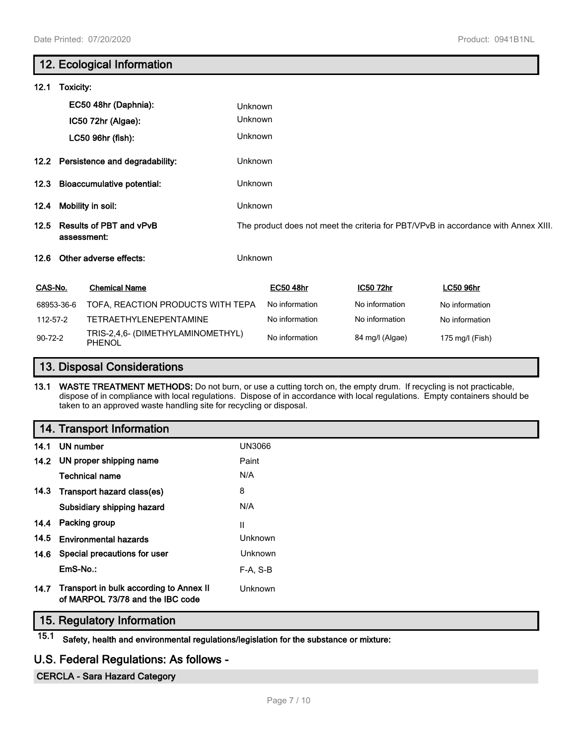## 12. Ecological Information

**12.1 Toxicity:**

| | |
|---|---|
| **EC50 48hr (Daphnia):** | Unknown |
| **IC50 72hr (Algae):** | Unknown |
| **LC50 96hr (fish):** | Unknown |

**12.2 Persistence and degradability:** Unknown

**12.3 Bioaccumulative potential:** Unknown

**12.4 Mobility in soil:** Unknown

**12.5 Results of PBT and vPvB assessment:** The product does not meet the criteria for PBT/VPvB in accordance with Annex XIII.

**12.6 Other adverse effects:** Unknown

| CAS-No. | Chemical Name | EC50 48hr | IC50 72hr | LC50 96hr |
|---|---|---|---|---|
| 68953-36-6 | TOFA, REACTION PRODUCTS WITH TEPA | No information | No information | No information |
| 112-57-2 | TETRAETHYLENEPENTAMINE | No information | No information | No information |
| 90-72-2 | TRIS-2,4,6- (DIMETHYLAMINOMETHYL) PHENOL | No information | 84 mg/l (Algae) | 175 mg/l (Fish) |

## 13. Disposal Considerations

**13.1 WASTE TREATMENT METHODS:** Do not burn, or use a cutting torch on, the empty drum. If recycling is not practicable, dispose of in compliance with local regulations. Dispose of in accordance with local regulations. Empty containers should be taken to an approved waste handling site for recycling or disposal.

## 14. Transport Information

| | |
|---|---|
| **14.1 UN number** | UN3066 |
| **14.2 UN proper shipping name** | Paint |
| **Technical name** | N/A |
| **14.3 Transport hazard class(es)** | 8 |
| **Subsidiary shipping hazard** | N/A |
| **14.4 Packing group** | II |
| **14.5 Environmental hazards** | Unknown |
| **14.6 Special precautions for user** | Unknown |
| **EmS-No.:** | F-A, S-B |
| **14.7 Transport in bulk according to Annex II of MARPOL 73/78 and the IBC code** | Unknown |

## 15. Regulatory Information

**15.1 Safety, health and environmental regulations/legislation for the substance or mixture:**

## U.S. Federal Regulations: As follows -

**CERCLA - Sara Hazard Category**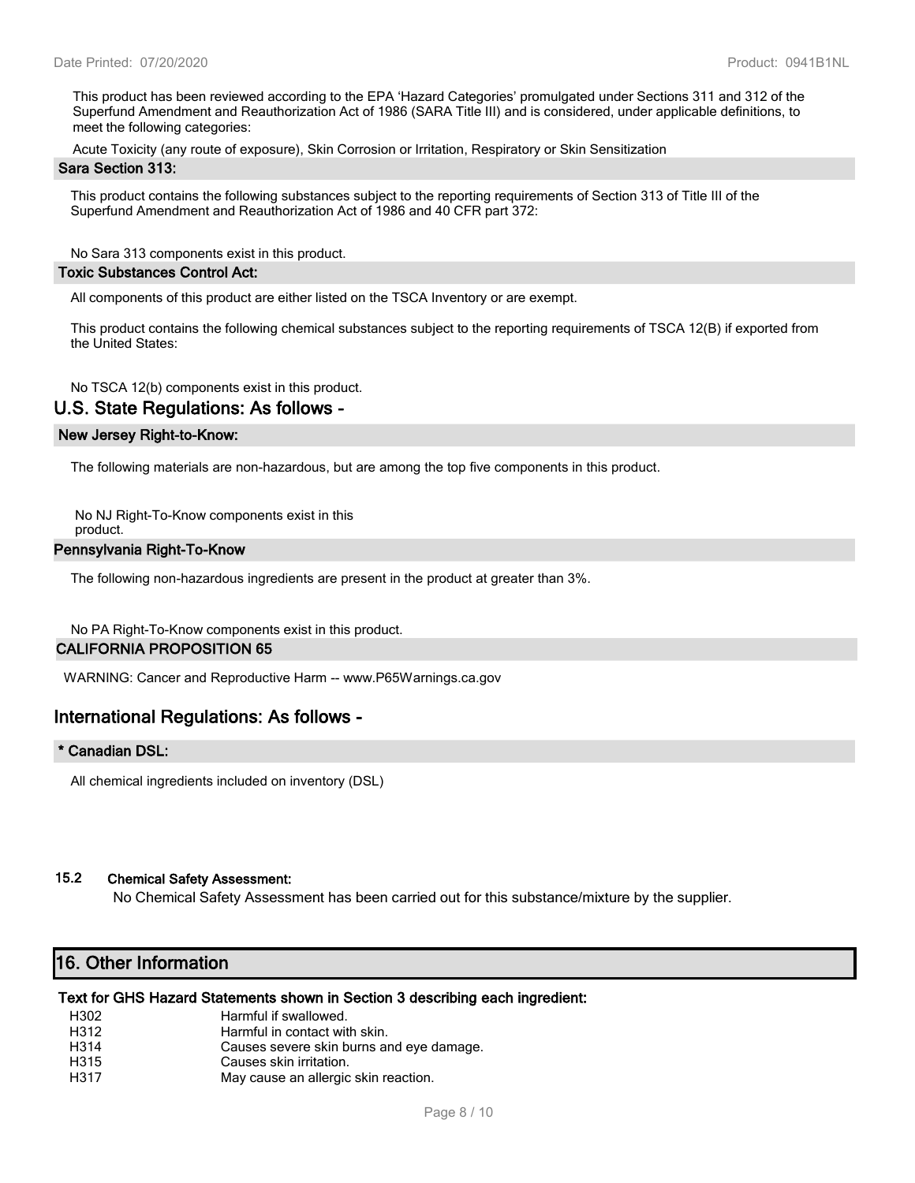This product has been reviewed according to the EPA 'Hazard Categories' promulgated under Sections 311 and 312 of the Superfund Amendment and Reauthorization Act of 1986 (SARA Title III) and is considered, under applicable definitions, to meet the following categories:

Acute Toxicity (any route of exposure), Skin Corrosion or Irritation, Respiratory or Skin Sensitization

**Sara Section 313:**

This product contains the following substances subject to the reporting requirements of Section 313 of Title III of the Superfund Amendment and Reauthorization Act of 1986 and 40 CFR part 372:

No Sara 313 components exist in this product.

**Toxic Substances Control Act:**

All components of this product are either listed on the TSCA Inventory or are exempt.

This product contains the following chemical substances subject to the reporting requirements of TSCA 12(B) if exported from the United States:

No TSCA 12(b) components exist in this product.

## U.S. State Regulations: As follows -

**New Jersey Right-to-Know:**

The following materials are non-hazardous, but are among the top five components in this product.

No NJ Right-To-Know components exist in this product.

**Pennsylvania Right-To-Know**

The following non-hazardous ingredients are present in the product at greater than 3%.

No PA Right-To-Know components exist in this product.

**CALIFORNIA PROPOSITION 65**

WARNING: Cancer and Reproductive Harm -- www.P65Warnings.ca.gov

## International Regulations: As follows -

**\* Canadian DSL:**

All chemical ingredients included on inventory (DSL)

### 15.2 Chemical Safety Assessment:

No Chemical Safety Assessment has been carried out for this substance/mixture by the supplier.

## 16. Other Information

**Text for GHS Hazard Statements shown in Section 3 describing each ingredient:**

| | |
|---|---|
| H302 | Harmful if swallowed. |
| H312 | Harmful in contact with skin. |
| H314 | Causes severe skin burns and eye damage. |
| H315 | Causes skin irritation. |
| H317 | May cause an allergic skin reaction. |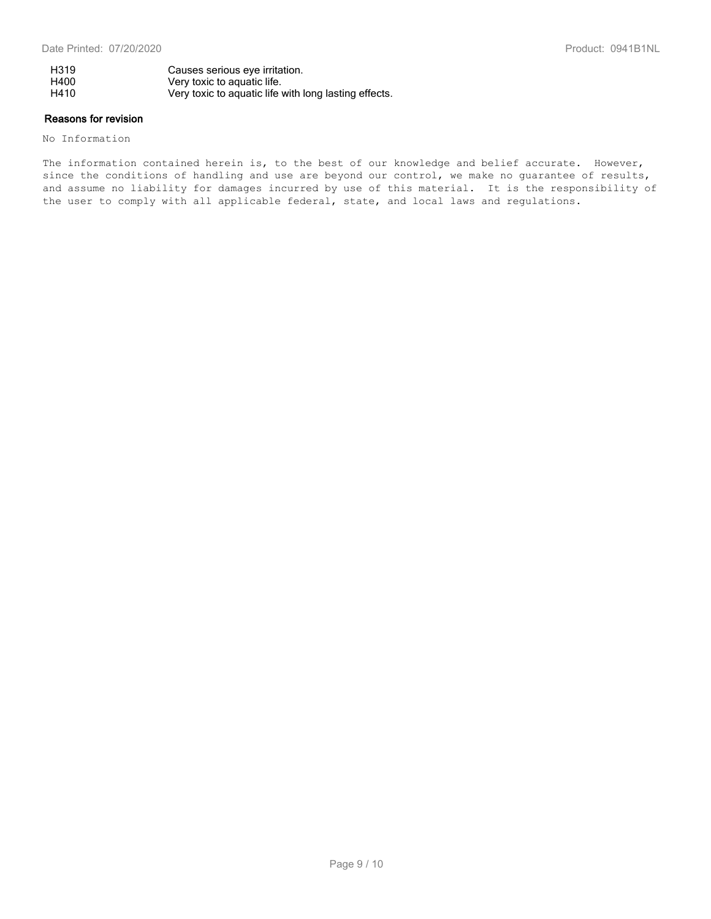| | |
|---|---|
| H319 | Causes serious eye irritation. |
| H400 | Very toxic to aquatic life. |
| H410 | Very toxic to aquatic life with long lasting effects. |

**Reasons for revision**

No Information

The information contained herein is, to the best of our knowledge and belief accurate. However, since the conditions of handling and use are beyond our control, we make no guarantee of results, and assume no liability for damages incurred by use of this material. It is the responsibility of the user to comply with all applicable federal, state, and local laws and regulations.